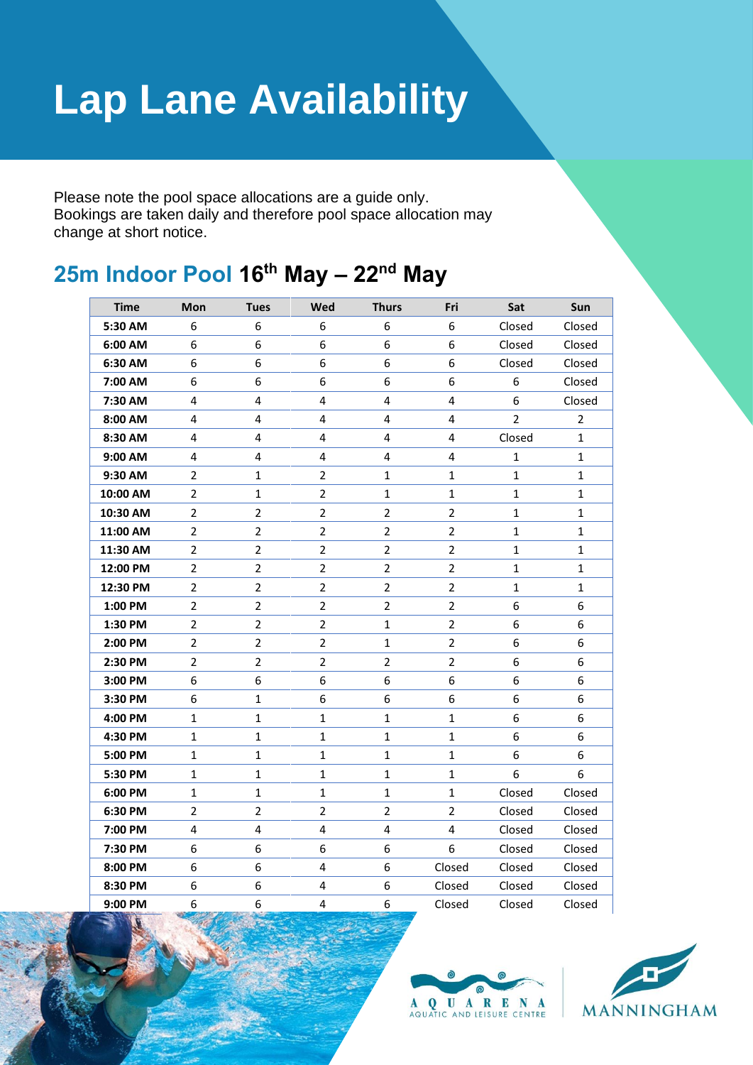# Lap Lane Availability

Please note the pool space allocations are a guide only.
Bookings are taken daily and therefore pool space allocation may change at short notice.

## 25m Indoor Pool 16th May – 22nd May

| Time | Mon | Tues | Wed | Thurs | Fri | Sat | Sun |
|---|---|---|---|---|---|---|---|
| 5:30 AM | 6 | 6 | 6 | 6 | 6 | Closed | Closed |
| 6:00 AM | 6 | 6 | 6 | 6 | 6 | Closed | Closed |
| 6:30 AM | 6 | 6 | 6 | 6 | 6 | Closed | Closed |
| 7:00 AM | 6 | 6 | 6 | 6 | 6 | 6 | Closed |
| 7:30 AM | 4 | 4 | 4 | 4 | 4 | 6 | Closed |
| 8:00 AM | 4 | 4 | 4 | 4 | 4 | 2 | 2 |
| 8:30 AM | 4 | 4 | 4 | 4 | 4 | Closed | 1 |
| 9:00 AM | 4 | 4 | 4 | 4 | 4 | 1 | 1 |
| 9:30 AM | 2 | 1 | 2 | 1 | 1 | 1 | 1 |
| 10:00 AM | 2 | 1 | 2 | 1 | 1 | 1 | 1 |
| 10:30 AM | 2 | 2 | 2 | 2 | 2 | 1 | 1 |
| 11:00 AM | 2 | 2 | 2 | 2 | 2 | 1 | 1 |
| 11:30 AM | 2 | 2 | 2 | 2 | 2 | 1 | 1 |
| 12:00 PM | 2 | 2 | 2 | 2 | 2 | 1 | 1 |
| 12:30 PM | 2 | 2 | 2 | 2 | 2 | 1 | 1 |
| 1:00 PM | 2 | 2 | 2 | 2 | 2 | 6 | 6 |
| 1:30 PM | 2 | 2 | 2 | 1 | 2 | 6 | 6 |
| 2:00 PM | 2 | 2 | 2 | 1 | 2 | 6 | 6 |
| 2:30 PM | 2 | 2 | 2 | 2 | 2 | 6 | 6 |
| 3:00 PM | 6 | 6 | 6 | 6 | 6 | 6 | 6 |
| 3:30 PM | 6 | 1 | 6 | 6 | 6 | 6 | 6 |
| 4:00 PM | 1 | 1 | 1 | 1 | 1 | 6 | 6 |
| 4:30 PM | 1 | 1 | 1 | 1 | 1 | 6 | 6 |
| 5:00 PM | 1 | 1 | 1 | 1 | 1 | 6 | 6 |
| 5:30 PM | 1 | 1 | 1 | 1 | 1 | 6 | 6 |
| 6:00 PM | 1 | 1 | 1 | 1 | 1 | Closed | Closed |
| 6:30 PM | 2 | 2 | 2 | 2 | 2 | Closed | Closed |
| 7:00 PM | 4 | 4 | 4 | 4 | 4 | Closed | Closed |
| 7:30 PM | 6 | 6 | 6 | 6 | 6 | Closed | Closed |
| 8:00 PM | 6 | 6 | 4 | 6 | Closed | Closed | Closed |
| 8:30 PM | 6 | 6 | 4 | 6 | Closed | Closed | Closed |
| 9:00 PM | 6 | 6 | 4 | 6 | Closed | Closed | Closed |

AQUARENA AQUATIC AND LEISURE CENTRE

MANNINGHAM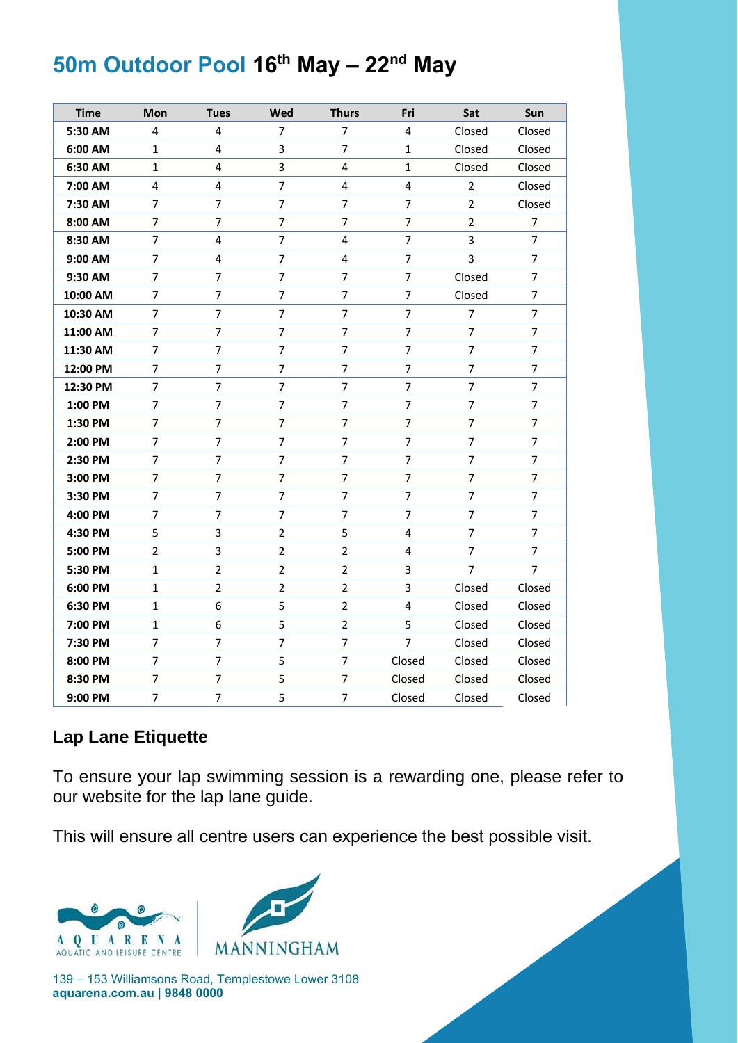# 50m Outdoor Pool 16th May – 22nd May

| Time | Mon | Tues | Wed | Thurs | Fri | Sat | Sun |
|---|---|---|---|---|---|---|---|
| 5:30 AM | 4 | 4 | 7 | 7 | 4 | Closed | Closed |
| 6:00 AM | 1 | 4 | 3 | 7 | 1 | Closed | Closed |
| 6:30 AM | 1 | 4 | 3 | 4 | 1 | Closed | Closed |
| 7:00 AM | 4 | 4 | 7 | 4 | 4 | 2 | Closed |
| 7:30 AM | 7 | 7 | 7 | 7 | 7 | 2 | Closed |
| 8:00 AM | 7 | 7 | 7 | 7 | 7 | 2 | 7 |
| 8:30 AM | 7 | 4 | 7 | 4 | 7 | 3 | 7 |
| 9:00 AM | 7 | 4 | 7 | 4 | 7 | 3 | 7 |
| 9:30 AM | 7 | 7 | 7 | 7 | 7 | Closed | 7 |
| 10:00 AM | 7 | 7 | 7 | 7 | 7 | Closed | 7 |
| 10:30 AM | 7 | 7 | 7 | 7 | 7 | 7 | 7 |
| 11:00 AM | 7 | 7 | 7 | 7 | 7 | 7 | 7 |
| 11:30 AM | 7 | 7 | 7 | 7 | 7 | 7 | 7 |
| 12:00 PM | 7 | 7 | 7 | 7 | 7 | 7 | 7 |
| 12:30 PM | 7 | 7 | 7 | 7 | 7 | 7 | 7 |
| 1:00 PM | 7 | 7 | 7 | 7 | 7 | 7 | 7 |
| 1:30 PM | 7 | 7 | 7 | 7 | 7 | 7 | 7 |
| 2:00 PM | 7 | 7 | 7 | 7 | 7 | 7 | 7 |
| 2:30 PM | 7 | 7 | 7 | 7 | 7 | 7 | 7 |
| 3:00 PM | 7 | 7 | 7 | 7 | 7 | 7 | 7 |
| 3:30 PM | 7 | 7 | 7 | 7 | 7 | 7 | 7 |
| 4:00 PM | 7 | 7 | 7 | 7 | 7 | 7 | 7 |
| 4:30 PM | 5 | 3 | 2 | 5 | 4 | 7 | 7 |
| 5:00 PM | 2 | 3 | 2 | 2 | 4 | 7 | 7 |
| 5:30 PM | 1 | 2 | 2 | 2 | 3 | 7 | 7 |
| 6:00 PM | 1 | 2 | 2 | 2 | 3 | Closed | Closed |
| 6:30 PM | 1 | 6 | 5 | 2 | 4 | Closed | Closed |
| 7:00 PM | 1 | 6 | 5 | 2 | 5 | Closed | Closed |
| 7:30 PM | 7 | 7 | 7 | 7 | 7 | Closed | Closed |
| 8:00 PM | 7 | 7 | 5 | 7 | Closed | Closed | Closed |
| 8:30 PM | 7 | 7 | 5 | 7 | Closed | Closed | Closed |
| 9:00 PM | 7 | 7 | 5 | 7 | Closed | Closed | Closed |

### Lap Lane Etiquette

To ensure your lap swimming session is a rewarding one, please refer to our website for the lap lane guide.

This will ensure all centre users can experience the best possible visit.

AQUARENA AQUATIC AND LEISURE CENTRE | MANNINGHAM

139 – 153 Williamsons Road, Templestowe Lower 3108
**aquarena.com.au | 9848 0000**